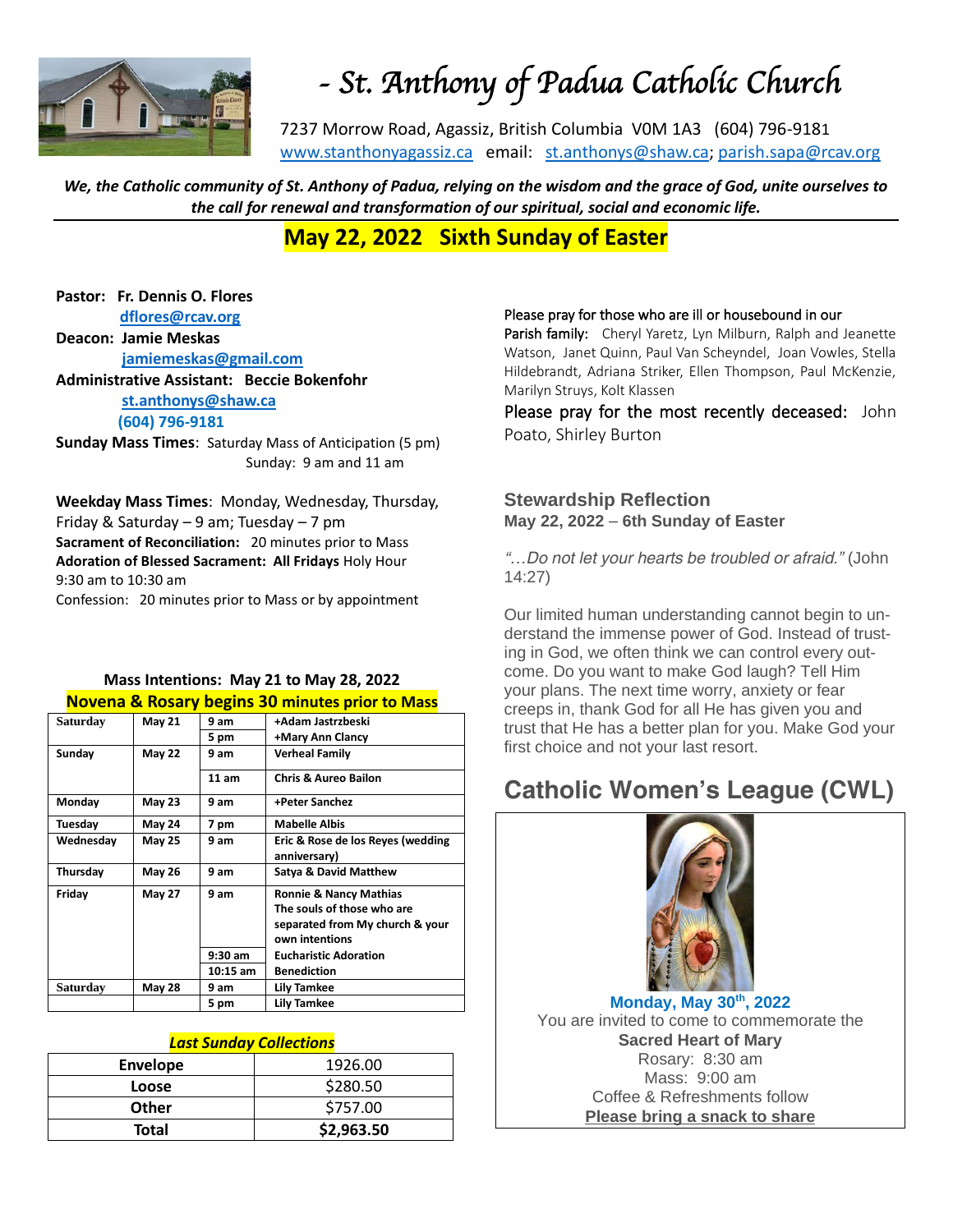# - St. Anthony of Padua Catholic Church

7237 Morrow Road, Agassiz, British Columbia V0M 1A3 (604) 796-9181
www.stanthonyagassiz.ca email: st.anthonys@shaw.ca; parish.sapa@rcav.org

***We, the Catholic community of St. Anthony of Padua, relying on the wisdom and the grace of God, unite ourselves to the call for renewal and transformation of our spiritual, social and economic life.***

## May 22, 2022 Sixth Sunday of Easter

**Pastor: Fr. Dennis O. Flores**
**dflores@rcav.org**
**Deacon: Jamie Meskas**
**jamiemeskas@gmail.com**
**Administrative Assistant: Beccie Bokenfohr**
**st.anthonys@shaw.ca**
**(604) 796-9181**

**Sunday Mass Times**: Saturday Mass of Anticipation (5 pm)
Sunday: 9 am and 11 am

**Weekday Mass Times**: Monday, Wednesday, Thursday, Friday & Saturday – 9 am; Tuesday – 7 pm
**Sacrament of Reconciliation:** 20 minutes prior to Mass
**Adoration of Blessed Sacrament: All Fridays** Holy Hour 9:30 am to 10:30 am
Confession: 20 minutes prior to Mass or by appointment

### Mass Intentions: May 21 to May 28, 2022

**Novena & Rosary begins 30 minutes prior to Mass**

| | | | |
|---|---|---|---|
| **Saturday** | **May 21** | **9 am** | **+Adam Jastrzbeski** |
| | | **5 pm** | **+Mary Ann Clancy** |
| **Sunday** | **May 22** | **9 am** | **Verheal Family** |
| | | **11 am** | **Chris & Aureo Bailon** |
| **Monday** | **May 23** | **9 am** | **+Peter Sanchez** |
| **Tuesday** | **May 24** | **7 pm** | **Mabelle Albis** |
| **Wednesday** | **May 25** | **9 am** | **Eric & Rose de los Reyes (wedding anniversary)** |
| **Thursday** | **May 26** | **9 am** | **Satya & David Matthew** |
| **Friday** | **May 27** | **9 am** | **Ronnie & Nancy Mathias The souls of those who are separated from My church & your own intentions** |
| | | **9:30 am** | **Eucharistic Adoration** |
| | | **10:15 am** | **Benediction** |
| **Saturday** | **May 28** | **9 am** | **Lily Tamkee** |
| | | **5 pm** | **Lily Tamkee** |

***Last Sunday Collections***

| | |
|---|---|
| **Envelope** | 1926.00 |
| **Loose** | $280.50 |
| **Other** | $757.00 |
| **Total** | **$2,963.50** |

Please pray for those who are ill or housebound in our Parish family: Cheryl Yaretz, Lyn Milburn, Ralph and Jeanette Watson, Janet Quinn, Paul Van Scheyndel, Joan Vowles, Stella Hildebrandt, Adriana Striker, Ellen Thompson, Paul McKenzie, Marilyn Struys, Kolt Klassen

Please pray for the most recently deceased: John Poato, Shirley Burton

### Stewardship Reflection
**May 22, 2022 – 6th Sunday of Easter**

*"…Do not let your hearts be troubled or afraid."* (John 14:27)

Our limited human understanding cannot begin to understand the immense power of God. Instead of trusting in God, we often think we can control every outcome. Do you want to make God laugh? Tell Him your plans. The next time worry, anxiety or fear creeps in, thank God for all He has given you and trust that He has a better plan for you. Make God your first choice and not your last resort.

## Catholic Women's League (CWL)

**Monday, May 30th, 2022**
You are invited to come to commemorate the
**Sacred Heart of Mary**
Rosary: 8:30 am
Mass: 9:00 am
Coffee & Refreshments follow
**Please bring a snack to share**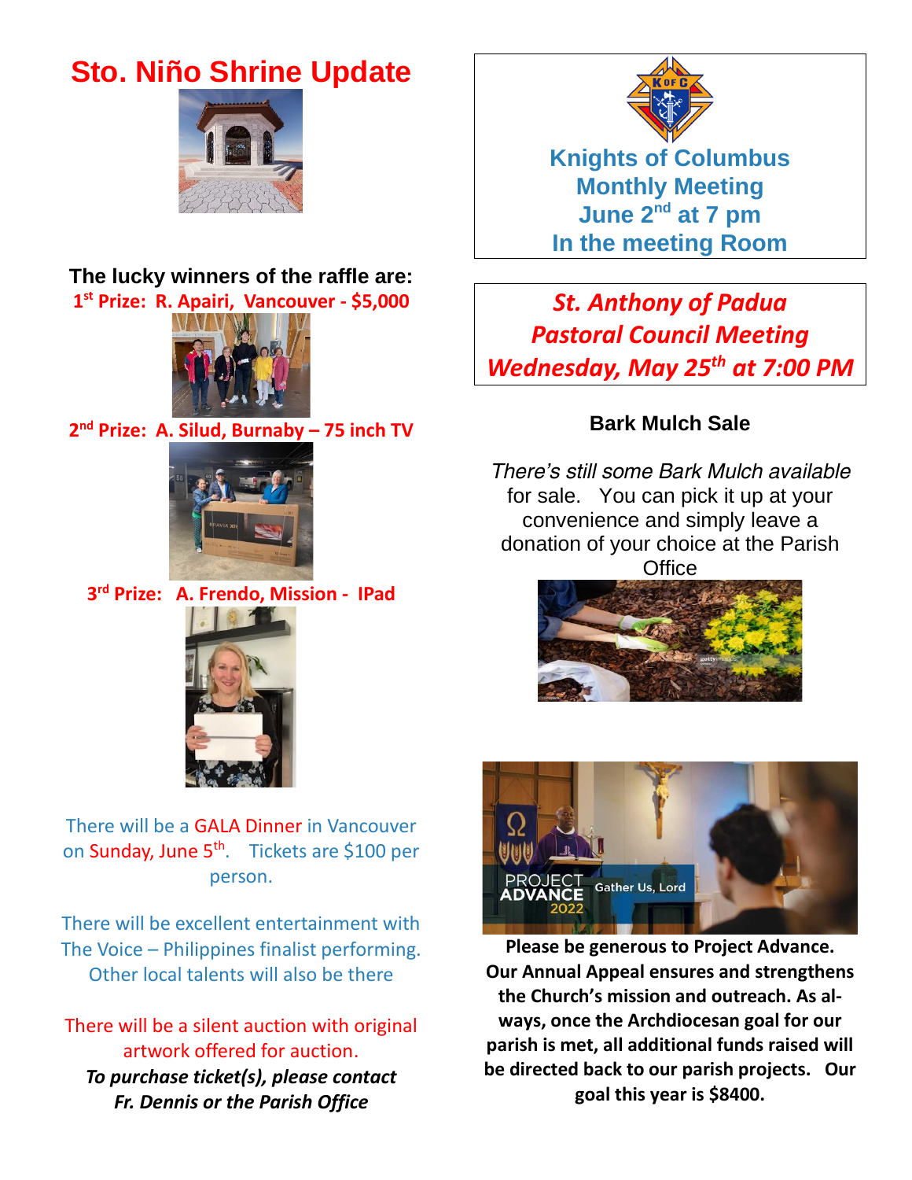# Sto. Niño Shrine Update

**The lucky winners of the raffle are:**

**1st Prize: R. Apairi, Vancouver - $5,000**

**2nd Prize: A. Silud, Burnaby – 75 inch TV**

**3rd Prize: A. Frendo, Mission - IPad**

There will be a GALA Dinner in Vancouver on Sunday, June 5th. Tickets are $100 per person.

There will be excellent entertainment with The Voice – Philippines finalist performing. Other local talents will also be there

There will be a silent auction with original artwork offered for auction.

***To purchase ticket(s), please contact Fr. Dennis or the Parish Office***

## Knights of Columbus Monthly Meeting June 2nd at 7 pm In the meeting Room

## *St. Anthony of Padua Pastoral Council Meeting Wednesday, May 25th at 7:00 PM*

## Bark Mulch Sale

*There's still some Bark Mulch available* for sale. You can pick it up at your convenience and simply leave a donation of your choice at the Parish Office

PROJECT ADVANCE 2022 Gather Us, Lord

**Please be generous to Project Advance. Our Annual Appeal ensures and strengthens the Church's mission and outreach. As always, once the Archdiocesan goal for our parish is met, all additional funds raised will be directed back to our parish projects. Our goal this year is $8400.**